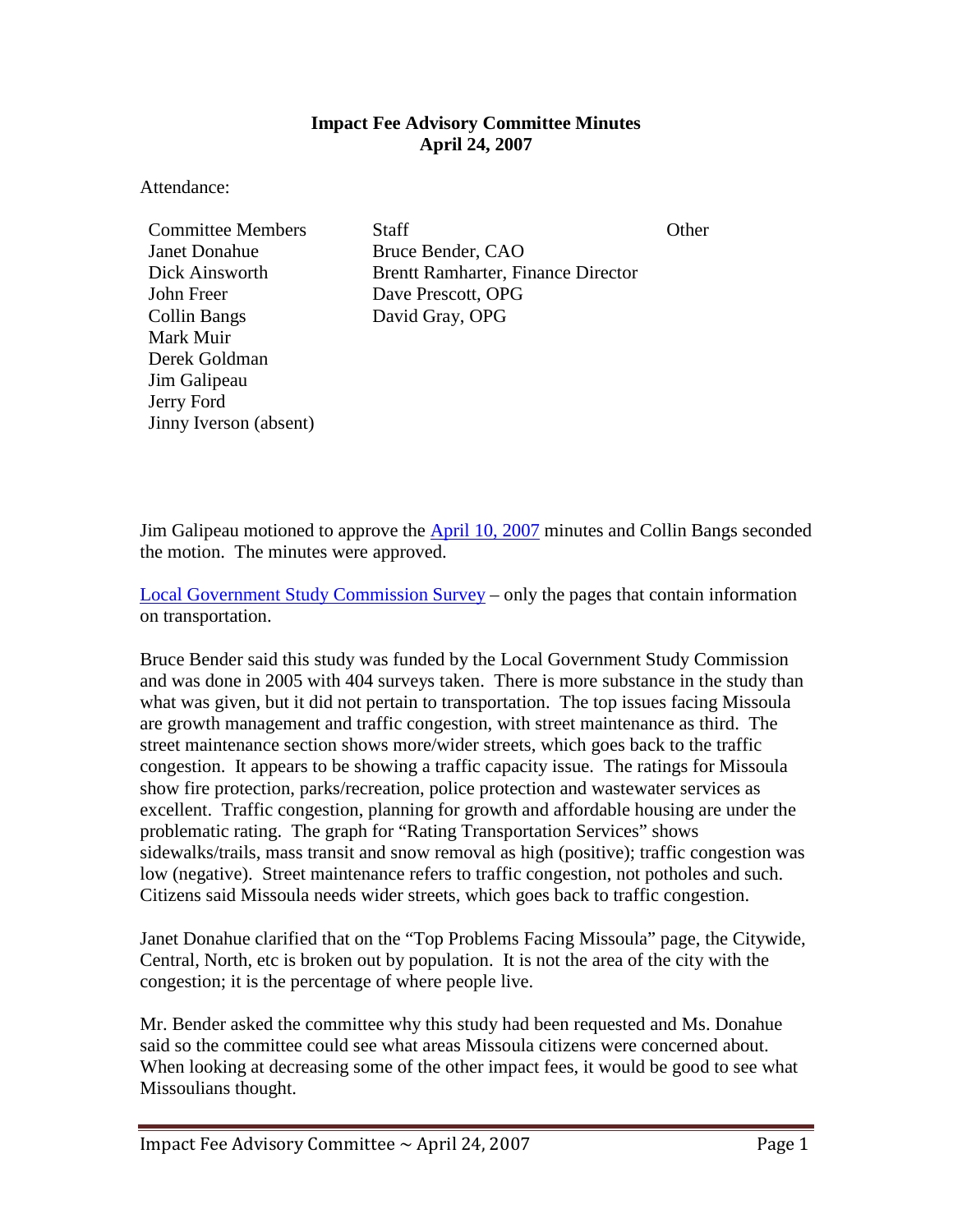**Impact Fee Advisory Committee Minutes**
**April 24, 2007**

Attendance:

| Committee Members | Staff | Other |
|---|---|---|
| Janet Donahue | Bruce Bender, CAO | |
| Dick Ainsworth | Brentt Ramharter, Finance Director | |
| John Freer | Dave Prescott, OPG | |
| Collin Bangs | David Gray, OPG | |
| Mark Muir | | |
| Derek Goldman | | |
| Jim Galipeau | | |
| Jerry Ford | | |
| Jinny Iverson (absent) | | |

Jim Galipeau motioned to approve the April 10, 2007 minutes and Collin Bangs seconded the motion. The minutes were approved.

Local Government Study Commission Survey – only the pages that contain information on transportation.

Bruce Bender said this study was funded by the Local Government Study Commission and was done in 2005 with 404 surveys taken. There is more substance in the study than what was given, but it did not pertain to transportation. The top issues facing Missoula are growth management and traffic congestion, with street maintenance as third. The street maintenance section shows more/wider streets, which goes back to the traffic congestion. It appears to be showing a traffic capacity issue. The ratings for Missoula show fire protection, parks/recreation, police protection and wastewater services as excellent. Traffic congestion, planning for growth and affordable housing are under the problematic rating. The graph for "Rating Transportation Services" shows sidewalks/trails, mass transit and snow removal as high (positive); traffic congestion was low (negative). Street maintenance refers to traffic congestion, not potholes and such. Citizens said Missoula needs wider streets, which goes back to traffic congestion.

Janet Donahue clarified that on the "Top Problems Facing Missoula" page, the Citywide, Central, North, etc is broken out by population. It is not the area of the city with the congestion; it is the percentage of where people live.

Mr. Bender asked the committee why this study had been requested and Ms. Donahue said so the committee could see what areas Missoula citizens were concerned about. When looking at decreasing some of the other impact fees, it would be good to see what Missoulians thought.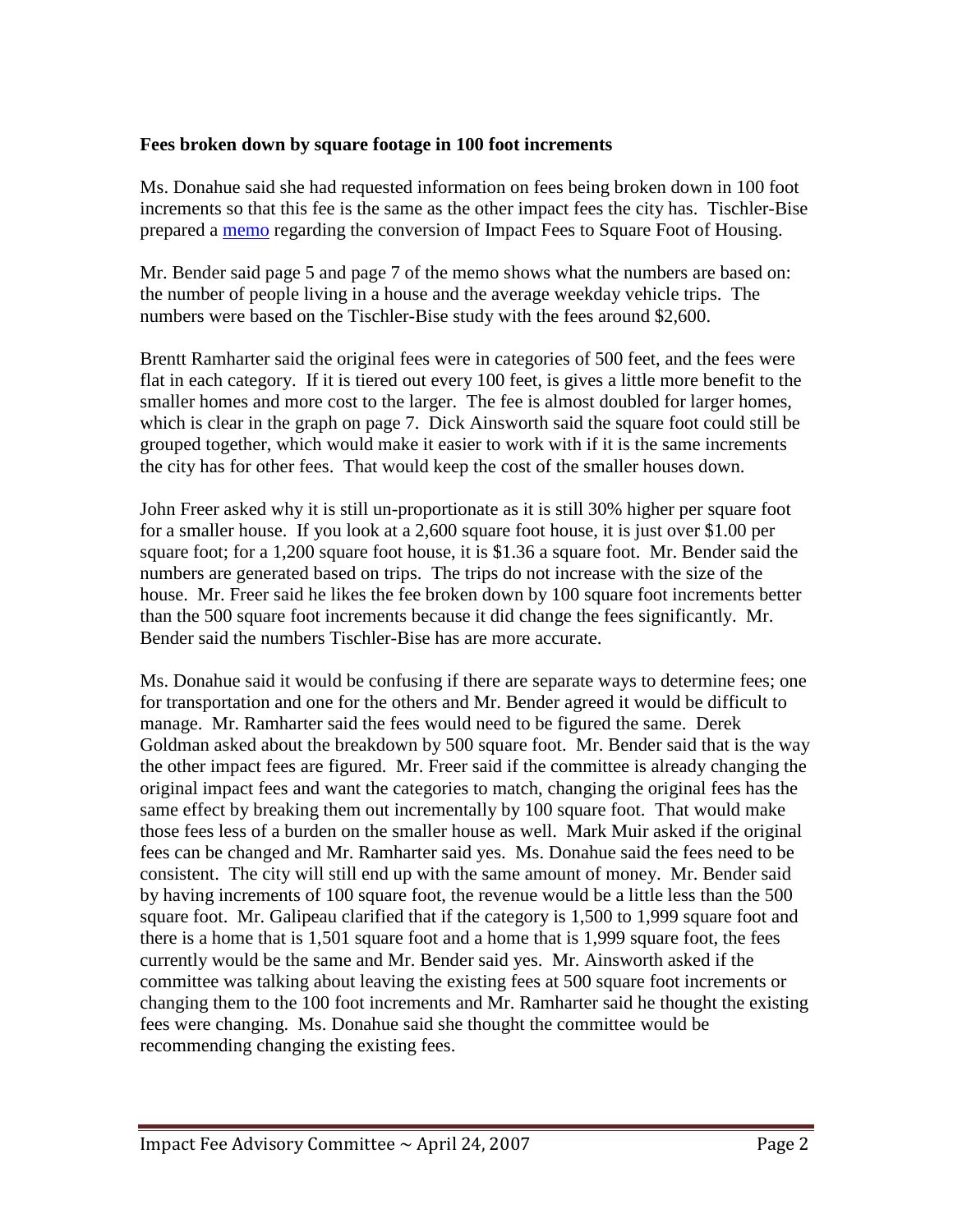**Fees broken down by square footage in 100 foot increments**

Ms. Donahue said she had requested information on fees being broken down in 100 foot increments so that this fee is the same as the other impact fees the city has. Tischler-Bise prepared a memo regarding the conversion of Impact Fees to Square Foot of Housing.

Mr. Bender said page 5 and page 7 of the memo shows what the numbers are based on: the number of people living in a house and the average weekday vehicle trips. The numbers were based on the Tischler-Bise study with the fees around $2,600.

Brentt Ramharter said the original fees were in categories of 500 feet, and the fees were flat in each category. If it is tiered out every 100 feet, is gives a little more benefit to the smaller homes and more cost to the larger. The fee is almost doubled for larger homes, which is clear in the graph on page 7. Dick Ainsworth said the square foot could still be grouped together, which would make it easier to work with if it is the same increments the city has for other fees. That would keep the cost of the smaller houses down.

John Freer asked why it is still un-proportionate as it is still 30% higher per square foot for a smaller house. If you look at a 2,600 square foot house, it is just over $1.00 per square foot; for a 1,200 square foot house, it is $1.36 a square foot. Mr. Bender said the numbers are generated based on trips. The trips do not increase with the size of the house. Mr. Freer said he likes the fee broken down by 100 square foot increments better than the 500 square foot increments because it did change the fees significantly. Mr. Bender said the numbers Tischler-Bise has are more accurate.

Ms. Donahue said it would be confusing if there are separate ways to determine fees; one for transportation and one for the others and Mr. Bender agreed it would be difficult to manage. Mr. Ramharter said the fees would need to be figured the same. Derek Goldman asked about the breakdown by 500 square foot. Mr. Bender said that is the way the other impact fees are figured. Mr. Freer said if the committee is already changing the original impact fees and want the categories to match, changing the original fees has the same effect by breaking them out incrementally by 100 square foot. That would make those fees less of a burden on the smaller house as well. Mark Muir asked if the original fees can be changed and Mr. Ramharter said yes. Ms. Donahue said the fees need to be consistent. The city will still end up with the same amount of money. Mr. Bender said by having increments of 100 square foot, the revenue would be a little less than the 500 square foot. Mr. Galipeau clarified that if the category is 1,500 to 1,999 square foot and there is a home that is 1,501 square foot and a home that is 1,999 square foot, the fees currently would be the same and Mr. Bender said yes. Mr. Ainsworth asked if the committee was talking about leaving the existing fees at 500 square foot increments or changing them to the 100 foot increments and Mr. Ramharter said he thought the existing fees were changing. Ms. Donahue said she thought the committee would be recommending changing the existing fees.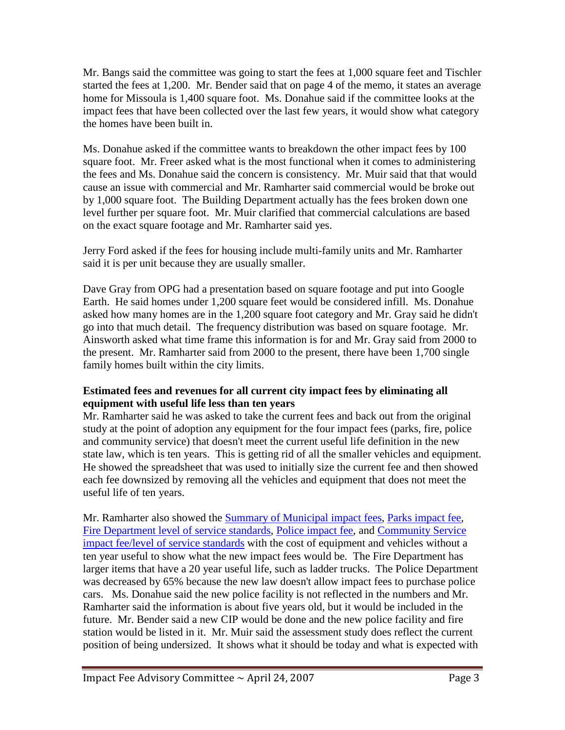Mr. Bangs said the committee was going to start the fees at 1,000 square feet and Tischler started the fees at 1,200. Mr. Bender said that on page 4 of the memo, it states an average home for Missoula is 1,400 square foot. Ms. Donahue said if the committee looks at the impact fees that have been collected over the last few years, it would show what category the homes have been built in.

Ms. Donahue asked if the committee wants to breakdown the other impact fees by 100 square foot. Mr. Freer asked what is the most functional when it comes to administering the fees and Ms. Donahue said the concern is consistency. Mr. Muir said that that would cause an issue with commercial and Mr. Ramharter said commercial would be broke out by 1,000 square foot. The Building Department actually has the fees broken down one level further per square foot. Mr. Muir clarified that commercial calculations are based on the exact square footage and Mr. Ramharter said yes.

Jerry Ford asked if the fees for housing include multi-family units and Mr. Ramharter said it is per unit because they are usually smaller.

Dave Gray from OPG had a presentation based on square footage and put into Google Earth. He said homes under 1,200 square feet would be considered infill. Ms. Donahue asked how many homes are in the 1,200 square foot category and Mr. Gray said he didn't go into that much detail. The frequency distribution was based on square footage. Mr. Ainsworth asked what time frame this information is for and Mr. Gray said from 2000 to the present. Mr. Ramharter said from 2000 to the present, there have been 1,700 single family homes built within the city limits.

**Estimated fees and revenues for all current city impact fees by eliminating all equipment with useful life less than ten years**

Mr. Ramharter said he was asked to take the current fees and back out from the original study at the point of adoption any equipment for the four impact fees (parks, fire, police and community service) that doesn't meet the current useful life definition in the new state law, which is ten years. This is getting rid of all the smaller vehicles and equipment. He showed the spreadsheet that was used to initially size the current fee and then showed each fee downsized by removing all the vehicles and equipment that does not meet the useful life of ten years.

Mr. Ramharter also showed the Summary of Municipal impact fees, Parks impact fee, Fire Department level of service standards, Police impact fee, and Community Service impact fee/level of service standards with the cost of equipment and vehicles without a ten year useful to show what the new impact fees would be. The Fire Department has larger items that have a 20 year useful life, such as ladder trucks. The Police Department was decreased by 65% because the new law doesn't allow impact fees to purchase police cars. Ms. Donahue said the new police facility is not reflected in the numbers and Mr. Ramharter said the information is about five years old, but it would be included in the future. Mr. Bender said a new CIP would be done and the new police facility and fire station would be listed in it. Mr. Muir said the assessment study does reflect the current position of being undersized. It shows what it should be today and what is expected with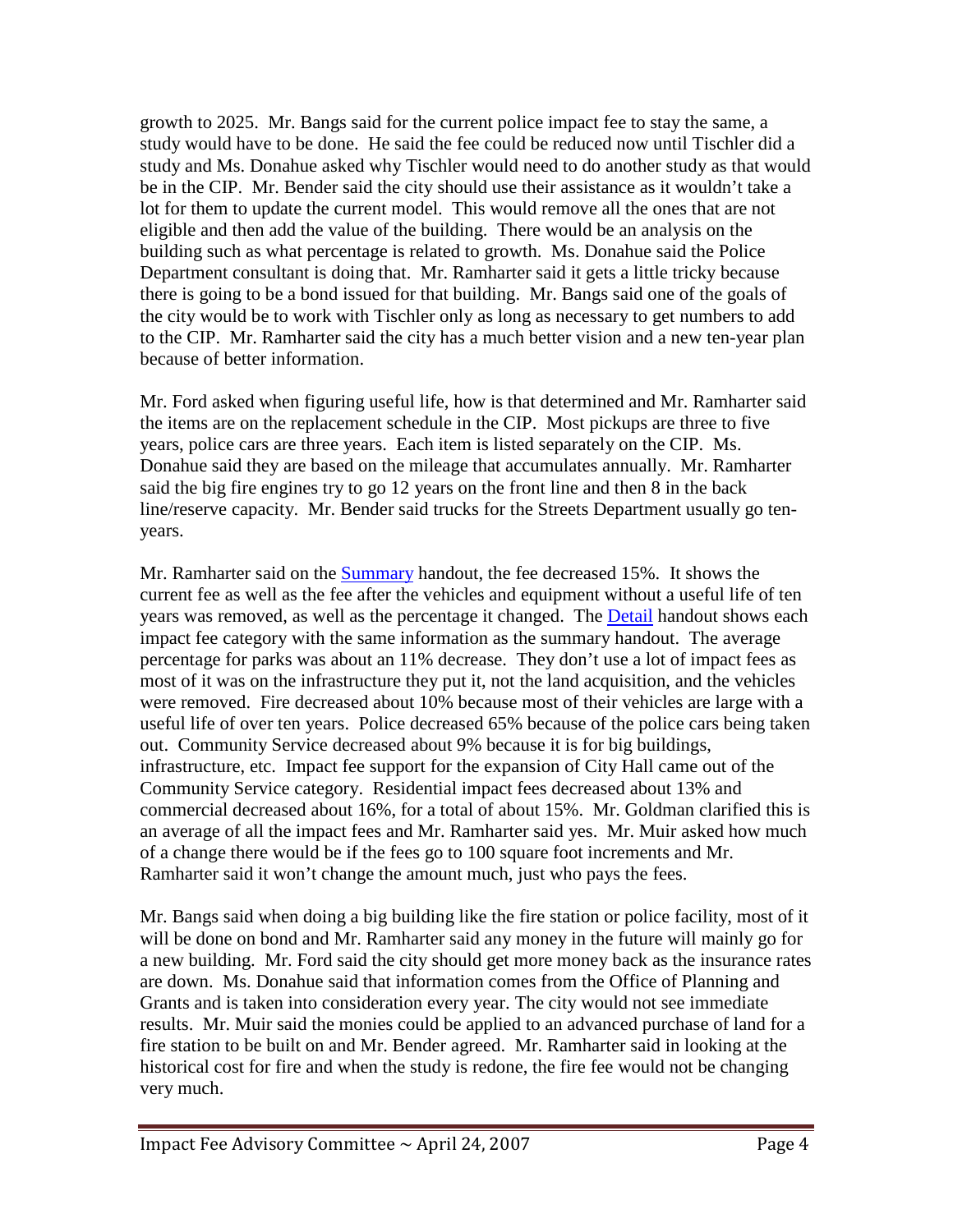growth to 2025. Mr. Bangs said for the current police impact fee to stay the same, a study would have to be done. He said the fee could be reduced now until Tischler did a study and Ms. Donahue asked why Tischler would need to do another study as that would be in the CIP. Mr. Bender said the city should use their assistance as it wouldn't take a lot for them to update the current model. This would remove all the ones that are not eligible and then add the value of the building. There would be an analysis on the building such as what percentage is related to growth. Ms. Donahue said the Police Department consultant is doing that. Mr. Ramharter said it gets a little tricky because there is going to be a bond issued for that building. Mr. Bangs said one of the goals of the city would be to work with Tischler only as long as necessary to get numbers to add to the CIP. Mr. Ramharter said the city has a much better vision and a new ten-year plan because of better information.

Mr. Ford asked when figuring useful life, how is that determined and Mr. Ramharter said the items are on the replacement schedule in the CIP. Most pickups are three to five years, police cars are three years. Each item is listed separately on the CIP. Ms. Donahue said they are based on the mileage that accumulates annually. Mr. Ramharter said the big fire engines try to go 12 years on the front line and then 8 in the back line/reserve capacity. Mr. Bender said trucks for the Streets Department usually go ten-years.

Mr. Ramharter said on the Summary handout, the fee decreased 15%. It shows the current fee as well as the fee after the vehicles and equipment without a useful life of ten years was removed, as well as the percentage it changed. The Detail handout shows each impact fee category with the same information as the summary handout. The average percentage for parks was about an 11% decrease. They don't use a lot of impact fees as most of it was on the infrastructure they put it, not the land acquisition, and the vehicles were removed. Fire decreased about 10% because most of their vehicles are large with a useful life of over ten years. Police decreased 65% because of the police cars being taken out. Community Service decreased about 9% because it is for big buildings, infrastructure, etc. Impact fee support for the expansion of City Hall came out of the Community Service category. Residential impact fees decreased about 13% and commercial decreased about 16%, for a total of about 15%. Mr. Goldman clarified this is an average of all the impact fees and Mr. Ramharter said yes. Mr. Muir asked how much of a change there would be if the fees go to 100 square foot increments and Mr. Ramharter said it won't change the amount much, just who pays the fees.

Mr. Bangs said when doing a big building like the fire station or police facility, most of it will be done on bond and Mr. Ramharter said any money in the future will mainly go for a new building. Mr. Ford said the city should get more money back as the insurance rates are down. Ms. Donahue said that information comes from the Office of Planning and Grants and is taken into consideration every year. The city would not see immediate results. Mr. Muir said the monies could be applied to an advanced purchase of land for a fire station to be built on and Mr. Bender agreed. Mr. Ramharter said in looking at the historical cost for fire and when the study is redone, the fire fee would not be changing very much.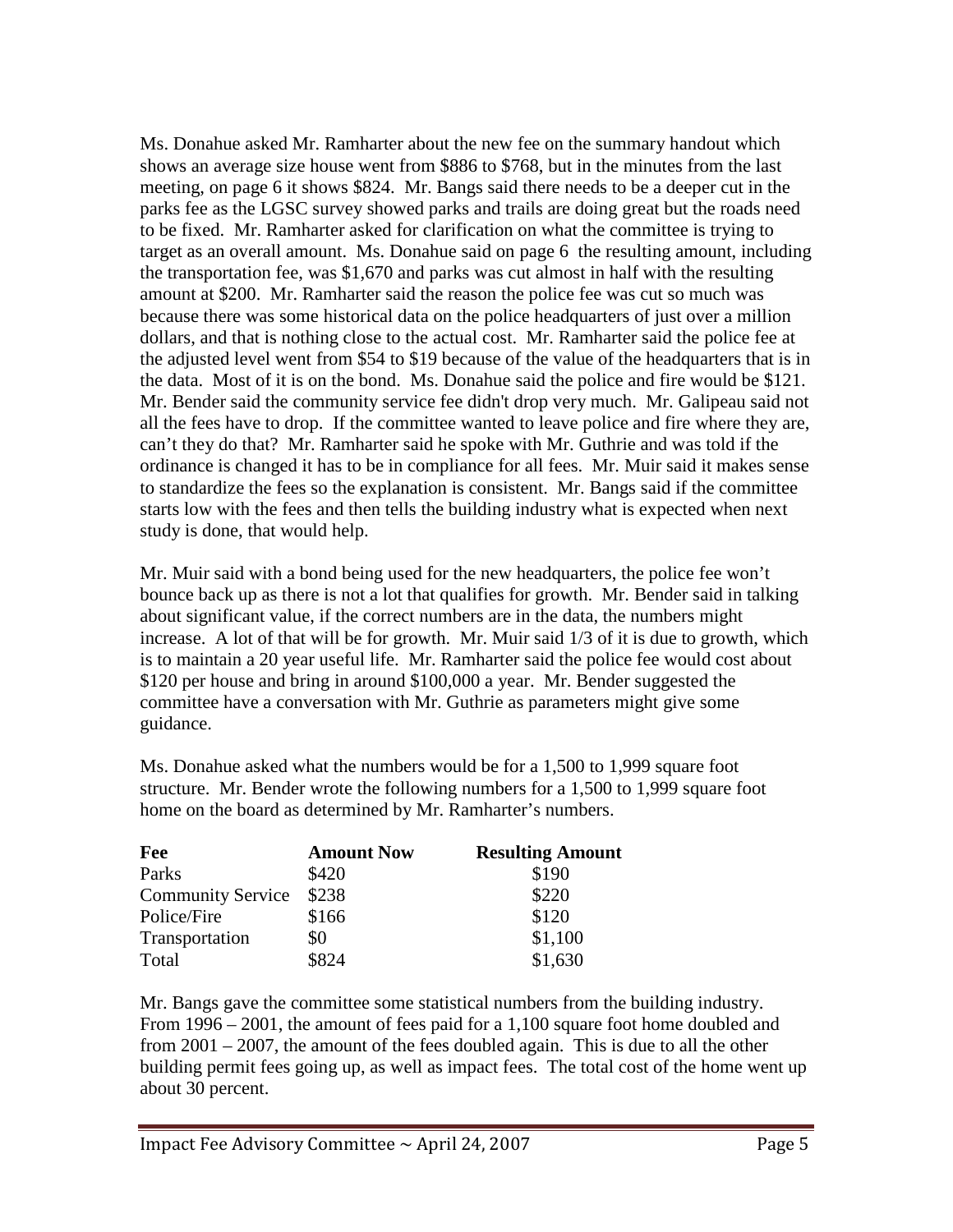Ms. Donahue asked Mr. Ramharter about the new fee on the summary handout which shows an average size house went from $886 to $768, but in the minutes from the last meeting, on page 6 it shows $824. Mr. Bangs said there needs to be a deeper cut in the parks fee as the LGSC survey showed parks and trails are doing great but the roads need to be fixed. Mr. Ramharter asked for clarification on what the committee is trying to target as an overall amount. Ms. Donahue said on page 6 the resulting amount, including the transportation fee, was $1,670 and parks was cut almost in half with the resulting amount at $200. Mr. Ramharter said the reason the police fee was cut so much was because there was some historical data on the police headquarters of just over a million dollars, and that is nothing close to the actual cost. Mr. Ramharter said the police fee at the adjusted level went from $54 to $19 because of the value of the headquarters that is in the data. Most of it is on the bond. Ms. Donahue said the police and fire would be $121. Mr. Bender said the community service fee didn't drop very much. Mr. Galipeau said not all the fees have to drop. If the committee wanted to leave police and fire where they are, can't they do that? Mr. Ramharter said he spoke with Mr. Guthrie and was told if the ordinance is changed it has to be in compliance for all fees. Mr. Muir said it makes sense to standardize the fees so the explanation is consistent. Mr. Bangs said if the committee starts low with the fees and then tells the building industry what is expected when next study is done, that would help.

Mr. Muir said with a bond being used for the new headquarters, the police fee won't bounce back up as there is not a lot that qualifies for growth. Mr. Bender said in talking about significant value, if the correct numbers are in the data, the numbers might increase. A lot of that will be for growth. Mr. Muir said 1/3 of it is due to growth, which is to maintain a 20 year useful life. Mr. Ramharter said the police fee would cost about $120 per house and bring in around $100,000 a year. Mr. Bender suggested the committee have a conversation with Mr. Guthrie as parameters might give some guidance.

Ms. Donahue asked what the numbers would be for a 1,500 to 1,999 square foot structure. Mr. Bender wrote the following numbers for a 1,500 to 1,999 square foot home on the board as determined by Mr. Ramharter's numbers.

| Fee | Amount Now | Resulting Amount |
|---|---|---|
| Parks | $420 | $190 |
| Community Service | $238 | $220 |
| Police/Fire | $166 | $120 |
| Transportation | $0 | $1,100 |
| Total | $824 | $1,630 |

Mr. Bangs gave the committee some statistical numbers from the building industry. From 1996 – 2001, the amount of fees paid for a 1,100 square foot home doubled and from 2001 – 2007, the amount of the fees doubled again. This is due to all the other building permit fees going up, as well as impact fees. The total cost of the home went up about 30 percent.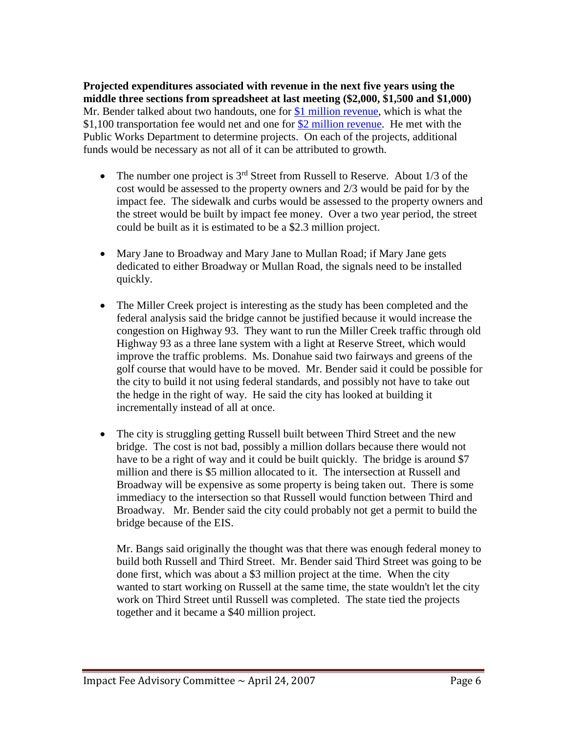**Projected expenditures associated with revenue in the next five years using the middle three sections from spreadsheet at last meeting ($2,000, $1,500 and $1,000)**
Mr. Bender talked about two handouts, one for [$1 million revenue](), which is what the $1,100 transportation fee would net and one for [$2 million revenue](). He met with the Public Works Department to determine projects. On each of the projects, additional funds would be necessary as not all of it can be attributed to growth.

- The number one project is 3rd Street from Russell to Reserve. About 1/3 of the cost would be assessed to the property owners and 2/3 would be paid for by the impact fee. The sidewalk and curbs would be assessed to the property owners and the street would be built by impact fee money. Over a two year period, the street could be built as it is estimated to be a $2.3 million project.

- Mary Jane to Broadway and Mary Jane to Mullan Road; if Mary Jane gets dedicated to either Broadway or Mullan Road, the signals need to be installed quickly.

- The Miller Creek project is interesting as the study has been completed and the federal analysis said the bridge cannot be justified because it would increase the congestion on Highway 93. They want to run the Miller Creek traffic through old Highway 93 as a three lane system with a light at Reserve Street, which would improve the traffic problems. Ms. Donahue said two fairways and greens of the golf course that would have to be moved. Mr. Bender said it could be possible for the city to build it not using federal standards, and possibly not have to take out the hedge in the right of way. He said the city has looked at building it incrementally instead of all at once.

- The city is struggling getting Russell built between Third Street and the new bridge. The cost is not bad, possibly a million dollars because there would not have to be a right of way and it could be built quickly. The bridge is around $7 million and there is $5 million allocated to it. The intersection at Russell and Broadway will be expensive as some property is being taken out. There is some immediacy to the intersection so that Russell would function between Third and Broadway. Mr. Bender said the city could probably not get a permit to build the bridge because of the EIS.

  Mr. Bangs said originally the thought was that there was enough federal money to build both Russell and Third Street. Mr. Bender said Third Street was going to be done first, which was about a $3 million project at the time. When the city wanted to start working on Russell at the same time, the state wouldn't let the city work on Third Street until Russell was completed. The state tied the projects together and it became a $40 million project.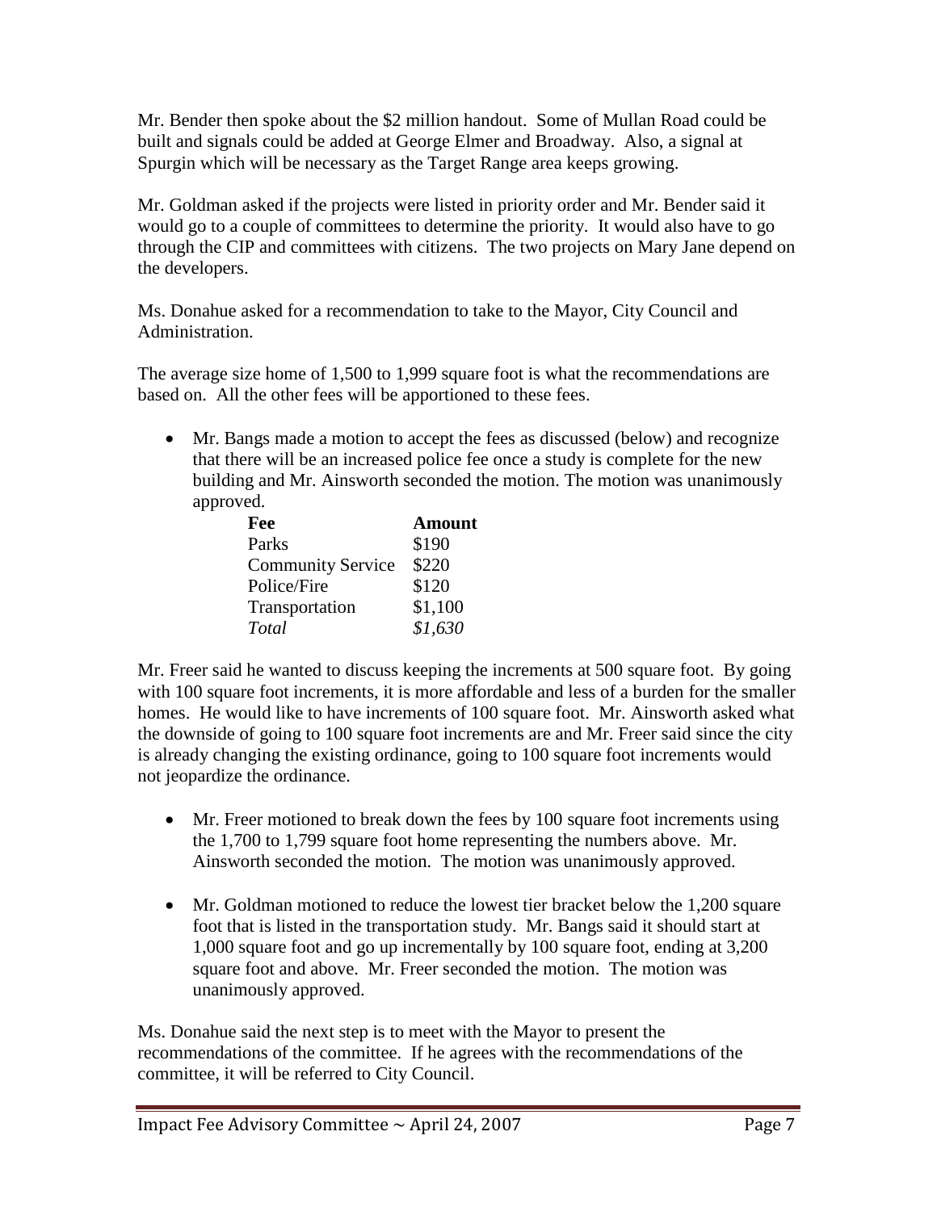Mr. Bender then spoke about the $2 million handout. Some of Mullan Road could be built and signals could be added at George Elmer and Broadway. Also, a signal at Spurgin which will be necessary as the Target Range area keeps growing.

Mr. Goldman asked if the projects were listed in priority order and Mr. Bender said it would go to a couple of committees to determine the priority. It would also have to go through the CIP and committees with citizens. The two projects on Mary Jane depend on the developers.

Ms. Donahue asked for a recommendation to take to the Mayor, City Council and Administration.

The average size home of 1,500 to 1,999 square foot is what the recommendations are based on. All the other fees will be apportioned to these fees.

- Mr. Bangs made a motion to accept the fees as discussed (below) and recognize that there will be an increased police fee once a study is complete for the new building and Mr. Ainsworth seconded the motion. The motion was unanimously approved.

| Fee | Amount |
|---|---|
| Parks | $190 |
| Community Service | $220 |
| Police/Fire | $120 |
| Transportation | $1,100 |
| *Total* | *$1,630* |

Mr. Freer said he wanted to discuss keeping the increments at 500 square foot. By going with 100 square foot increments, it is more affordable and less of a burden for the smaller homes. He would like to have increments of 100 square foot. Mr. Ainsworth asked what the downside of going to 100 square foot increments are and Mr. Freer said since the city is already changing the existing ordinance, going to 100 square foot increments would not jeopardize the ordinance.

- Mr. Freer motioned to break down the fees by 100 square foot increments using the 1,700 to 1,799 square foot home representing the numbers above. Mr. Ainsworth seconded the motion. The motion was unanimously approved.

- Mr. Goldman motioned to reduce the lowest tier bracket below the 1,200 square foot that is listed in the transportation study. Mr. Bangs said it should start at 1,000 square foot and go up incrementally by 100 square foot, ending at 3,200 square foot and above. Mr. Freer seconded the motion. The motion was unanimously approved.

Ms. Donahue said the next step is to meet with the Mayor to present the recommendations of the committee. If he agrees with the recommendations of the committee, it will be referred to City Council.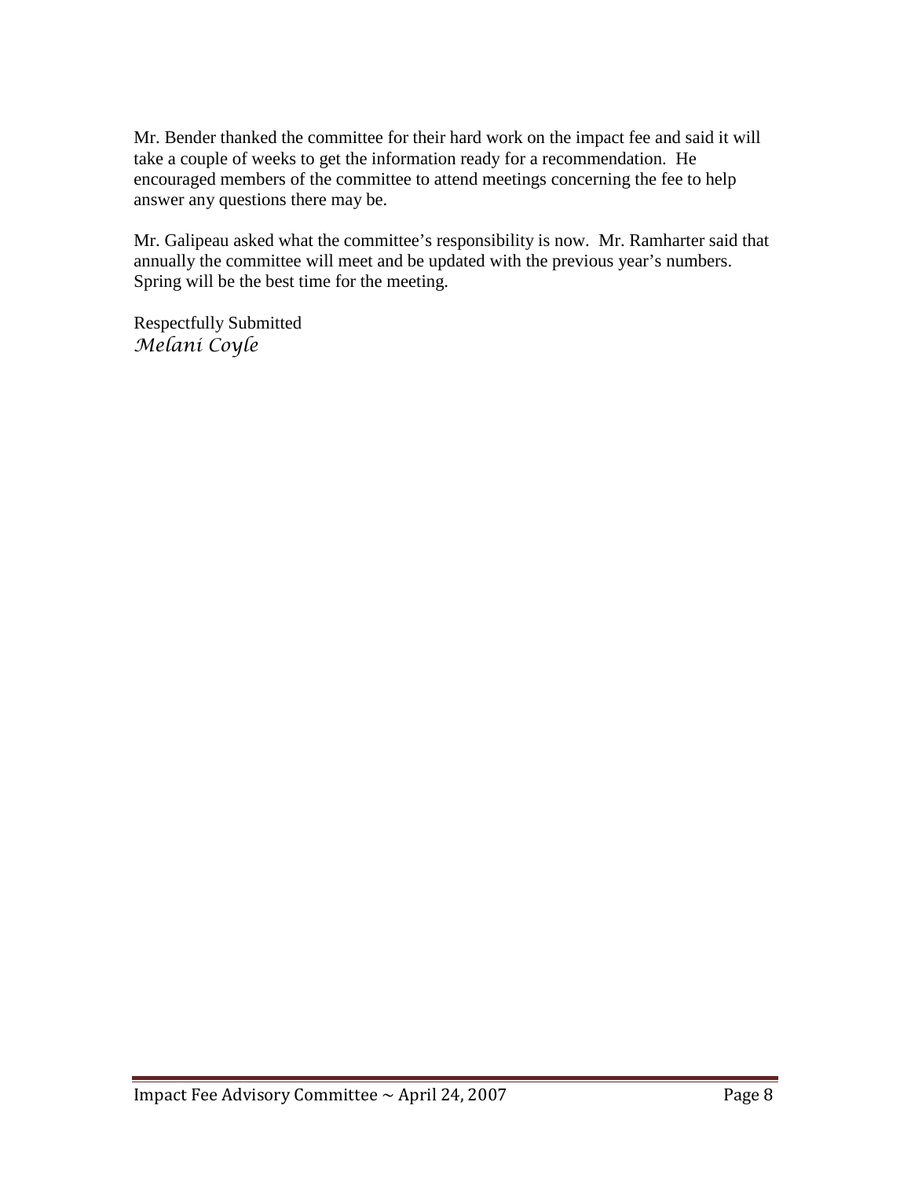Mr. Bender thanked the committee for their hard work on the impact fee and said it will take a couple of weeks to get the information ready for a recommendation. He encouraged members of the committee to attend meetings concerning the fee to help answer any questions there may be.

Mr. Galipeau asked what the committee's responsibility is now. Mr. Ramharter said that annually the committee will meet and be updated with the previous year's numbers. Spring will be the best time for the meeting.

Respectfully Submitted
*Melani Coyle*